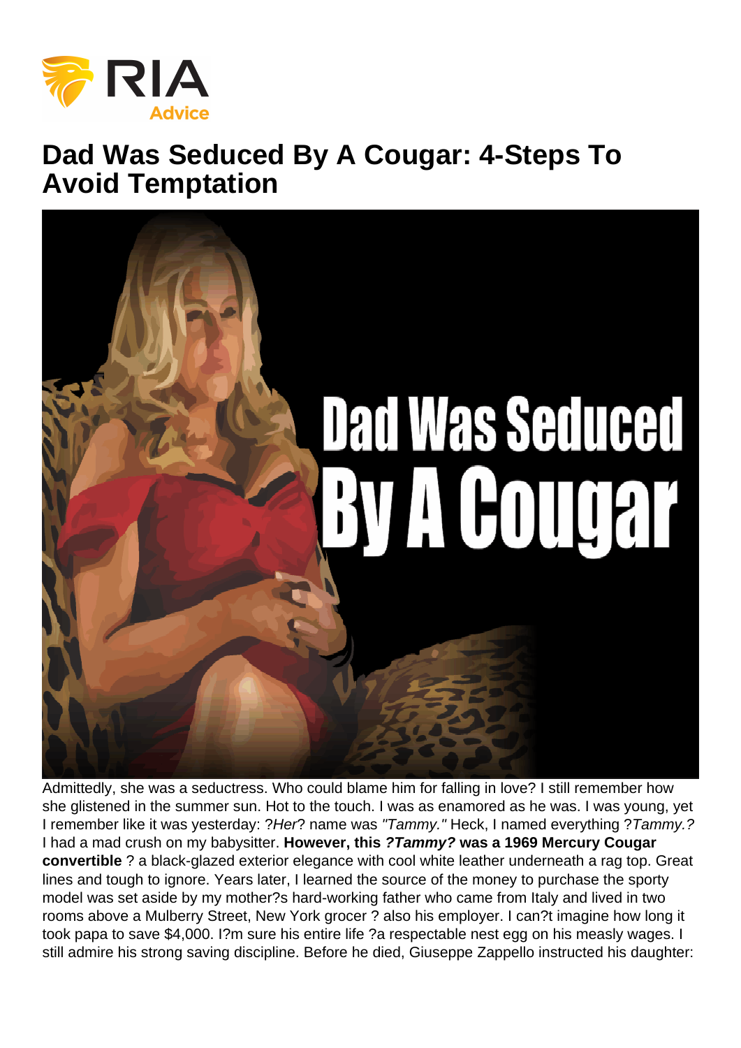# Dad Was Seduced By A Cougar: 4-Steps To Avoid Temptation

Admittedly, she was a seductress. Who could blame him for falling in love? I still remember how she glistened in the summer sun. Hot to the touch. I was as enamored as he was. I was young, yet I remember like it was yesterday: ?*Her*? name was *"Tammy."* Heck, I named everything ?*Tammy.?* I had a mad crush on my babysitter. **However, this *?Tammy?* was a 1969 Mercury Cougar convertible** ? a black-glazed exterior elegance with cool white leather underneath a rag top. Great lines and tough to ignore. Years later, I learned the source of the money to purchase the sporty model was set aside by my mother?s hard-working father who came from Italy and lived in two rooms above a Mulberry Street, New York grocer ? also his employer. I can?t imagine how long it took papa to save $4,000. I?m sure his entire life ?a respectable nest egg on his measly wages. I still admire his strong saving discipline. Before he died, Giuseppe Zappello instructed his daughter: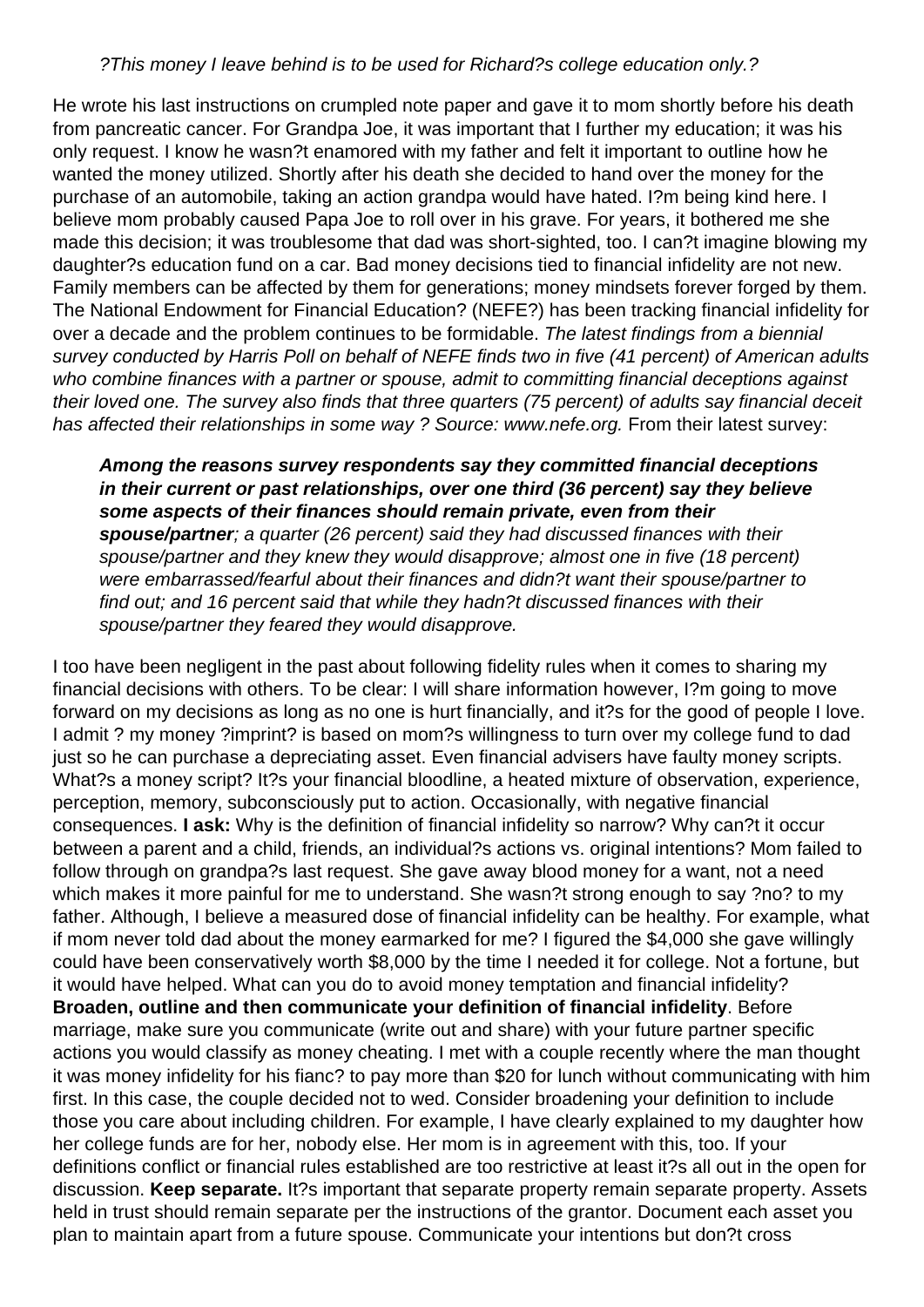*?This money I leave behind is to be used for Richard?s college education only.?*

He wrote his last instructions on crumpled note paper and gave it to mom shortly before his death from pancreatic cancer. For Grandpa Joe, it was important that I further my education; it was his only request. I know he wasn?t enamored with my father and felt it important to outline how he wanted the money utilized. Shortly after his death she decided to hand over the money for the purchase of an automobile, taking an action grandpa would have hated. I?m being kind here. I believe mom probably caused Papa Joe to roll over in his grave. For years, it bothered me she made this decision; it was troublesome that dad was short-sighted, too. I can?t imagine blowing my daughter?s education fund on a car. Bad money decisions tied to financial infidelity are not new. Family members can be affected by them for generations; money mindsets forever forged by them. The National Endowment for Financial Education? (NEFE?) has been tracking financial infidelity for over a decade and the problem continues to be formidable. *The latest findings from a biennial survey conducted by Harris Poll on behalf of NEFE finds two in five (41 percent) of American adults who combine finances with a partner or spouse, admit to committing financial deceptions against their loved one. The survey also finds that three quarters (75 percent) of adults say financial deceit has affected their relationships in some way ? Source: www.nefe.org.* From their latest survey:

> ***Among the reasons survey respondents say they committed financial deceptions in their current or past relationships, over one third (36 percent) say they believe some aspects of their finances should remain private, even from their spouse/partner****; a quarter (26 percent) said they had discussed finances with their spouse/partner and they knew they would disapprove; almost one in five (18 percent) were embarrassed/fearful about their finances and didn?t want their spouse/partner to find out; and 16 percent said that while they hadn?t discussed finances with their spouse/partner they feared they would disapprove.*

I too have been negligent in the past about following fidelity rules when it comes to sharing my financial decisions with others. To be clear: I will share information however, I?m going to move forward on my decisions as long as no one is hurt financially, and it?s for the good of people I love. I admit ? my money ?imprint? is based on mom?s willingness to turn over my college fund to dad just so he can purchase a depreciating asset. Even financial advisers have faulty money scripts. What?s a money script? It?s your financial bloodline, a heated mixture of observation, experience, perception, memory, subconsciously put to action. Occasionally, with negative financial consequences. **I ask:** Why is the definition of financial infidelity so narrow? Why can?t it occur between a parent and a child, friends, an individual?s actions vs. original intentions? Mom failed to follow through on grandpa?s last request. She gave away blood money for a want, not a need which makes it more painful for me to understand. She wasn?t strong enough to say ?no? to my father. Although, I believe a measured dose of financial infidelity can be healthy. For example, what if mom never told dad about the money earmarked for me? I figured the $4,000 she gave willingly could have been conservatively worth $8,000 by the time I needed it for college. Not a fortune, but it would have helped. What can you do to avoid money temptation and financial infidelity? **Broaden, outline and then communicate your definition of financial infidelity**. Before marriage, make sure you communicate (write out and share) with your future partner specific actions you would classify as money cheating. I met with a couple recently where the man thought it was money infidelity for his fianc? to pay more than $20 for lunch without communicating with him first. In this case, the couple decided not to wed. Consider broadening your definition to include those you care about including children. For example, I have clearly explained to my daughter how her college funds are for her, nobody else. Her mom is in agreement with this, too. If your definitions conflict or financial rules established are too restrictive at least it?s all out in the open for discussion. **Keep separate.** It?s important that separate property remain separate property. Assets held in trust should remain separate per the instructions of the grantor. Document each asset you plan to maintain apart from a future spouse. Communicate your intentions but don?t cross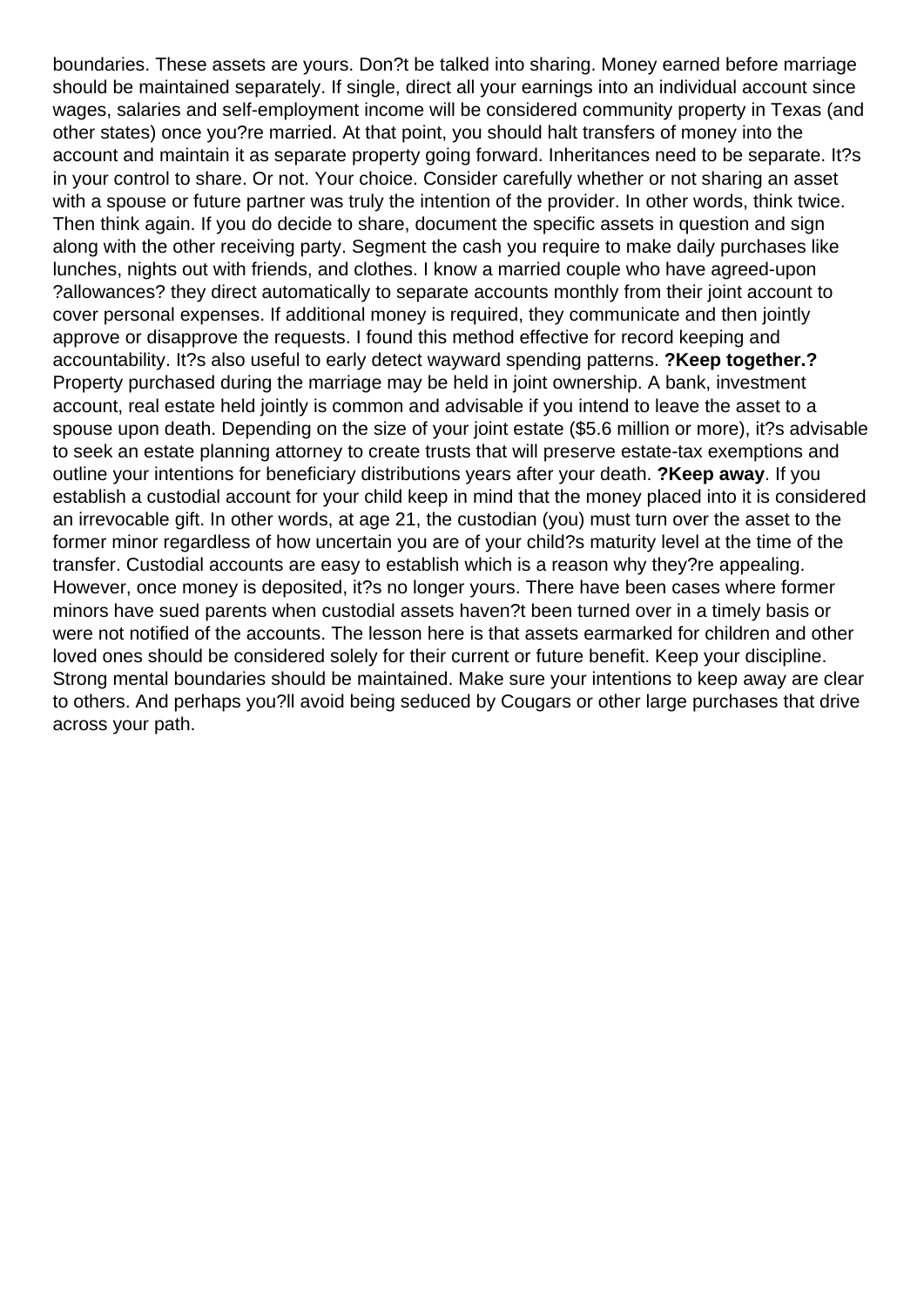boundaries. These assets are yours. Don?t be talked into sharing. Money earned before marriage should be maintained separately. If single, direct all your earnings into an individual account since wages, salaries and self-employment income will be considered community property in Texas (and other states) once you?re married. At that point, you should halt transfers of money into the account and maintain it as separate property going forward. Inheritances need to be separate. It?s in your control to share. Or not. Your choice. Consider carefully whether or not sharing an asset with a spouse or future partner was truly the intention of the provider. In other words, think twice. Then think again. If you do decide to share, document the specific assets in question and sign along with the other receiving party. Segment the cash you require to make daily purchases like lunches, nights out with friends, and clothes. I know a married couple who have agreed-upon ?allowances? they direct automatically to separate accounts monthly from their joint account to cover personal expenses. If additional money is required, they communicate and then jointly approve or disapprove the requests. I found this method effective for record keeping and accountability. It?s also useful to early detect wayward spending patterns. **?Keep together.?** Property purchased during the marriage may be held in joint ownership. A bank, investment account, real estate held jointly is common and advisable if you intend to leave the asset to a spouse upon death. Depending on the size of your joint estate ($5.6 million or more), it?s advisable to seek an estate planning attorney to create trusts that will preserve estate-tax exemptions and outline your intentions for beneficiary distributions years after your death. **?Keep away**. If you establish a custodial account for your child keep in mind that the money placed into it is considered an irrevocable gift. In other words, at age 21, the custodian (you) must turn over the asset to the former minor regardless of how uncertain you are of your child?s maturity level at the time of the transfer. Custodial accounts are easy to establish which is a reason why they?re appealing. However, once money is deposited, it?s no longer yours. There have been cases where former minors have sued parents when custodial assets haven?t been turned over in a timely basis or were not notified of the accounts. The lesson here is that assets earmarked for children and other loved ones should be considered solely for their current or future benefit. Keep your discipline. Strong mental boundaries should be maintained. Make sure your intentions to keep away are clear to others. And perhaps you?ll avoid being seduced by Cougars or other large purchases that drive across your path.